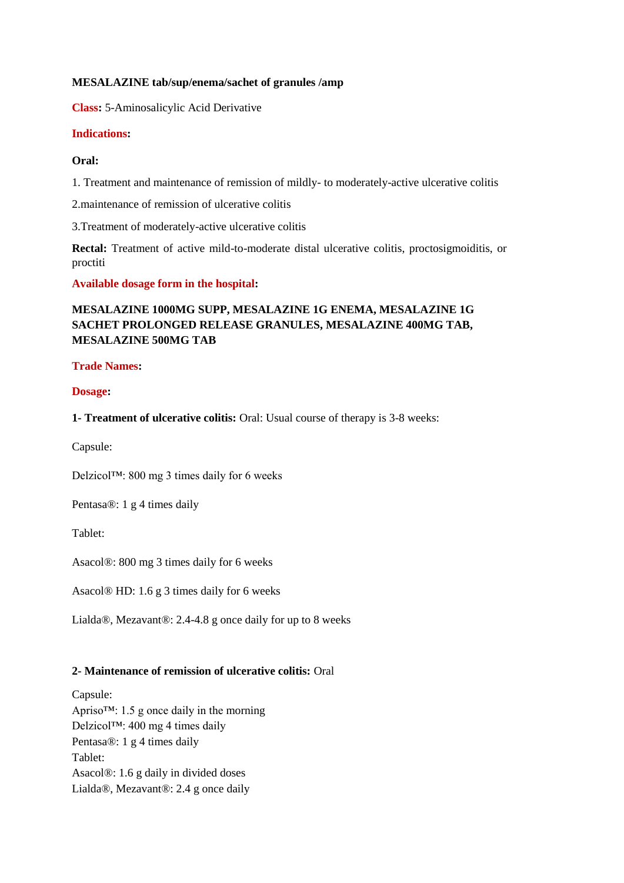**MESALAZINE tab/sup/enema/sachet of granules /amp**

**Class:** 5-Aminosalicylic Acid Derivative

**Indications:**

**Oral:**

1. Treatment and maintenance of remission of mildly- to moderately-active ulcerative colitis

2.maintenance of remission of ulcerative colitis

3.Treatment of moderately-active ulcerative colitis

**Rectal:** Treatment of active mild-to-moderate distal ulcerative colitis, proctosigmoiditis, or proctiti

**Available dosage form in the hospital:**

**MESALAZINE 1000MG SUPP, MESALAZINE 1G ENEMA, MESALAZINE 1G SACHET PROLONGED RELEASE GRANULES, MESALAZINE 400MG TAB, MESALAZINE 500MG TAB**

**Trade Names:**

**Dosage:**

**1- Treatment of ulcerative colitis:** Oral: Usual course of therapy is 3-8 weeks:

Capsule:

Delzicol™: 800 mg 3 times daily for 6 weeks

Pentasa®: 1 g 4 times daily

Tablet:

Asacol®: 800 mg 3 times daily for 6 weeks

Asacol® HD: 1.6 g 3 times daily for 6 weeks

Lialda®, Mezavant®: 2.4-4.8 g once daily for up to 8 weeks

**2- Maintenance of remission of ulcerative colitis:** Oral

Capsule:
Apriso™: 1.5 g once daily in the morning
Delzicol™: 400 mg 4 times daily
Pentasa®: 1 g 4 times daily
Tablet:
Asacol®: 1.6 g daily in divided doses
Lialda®, Mezavant®: 2.4 g once daily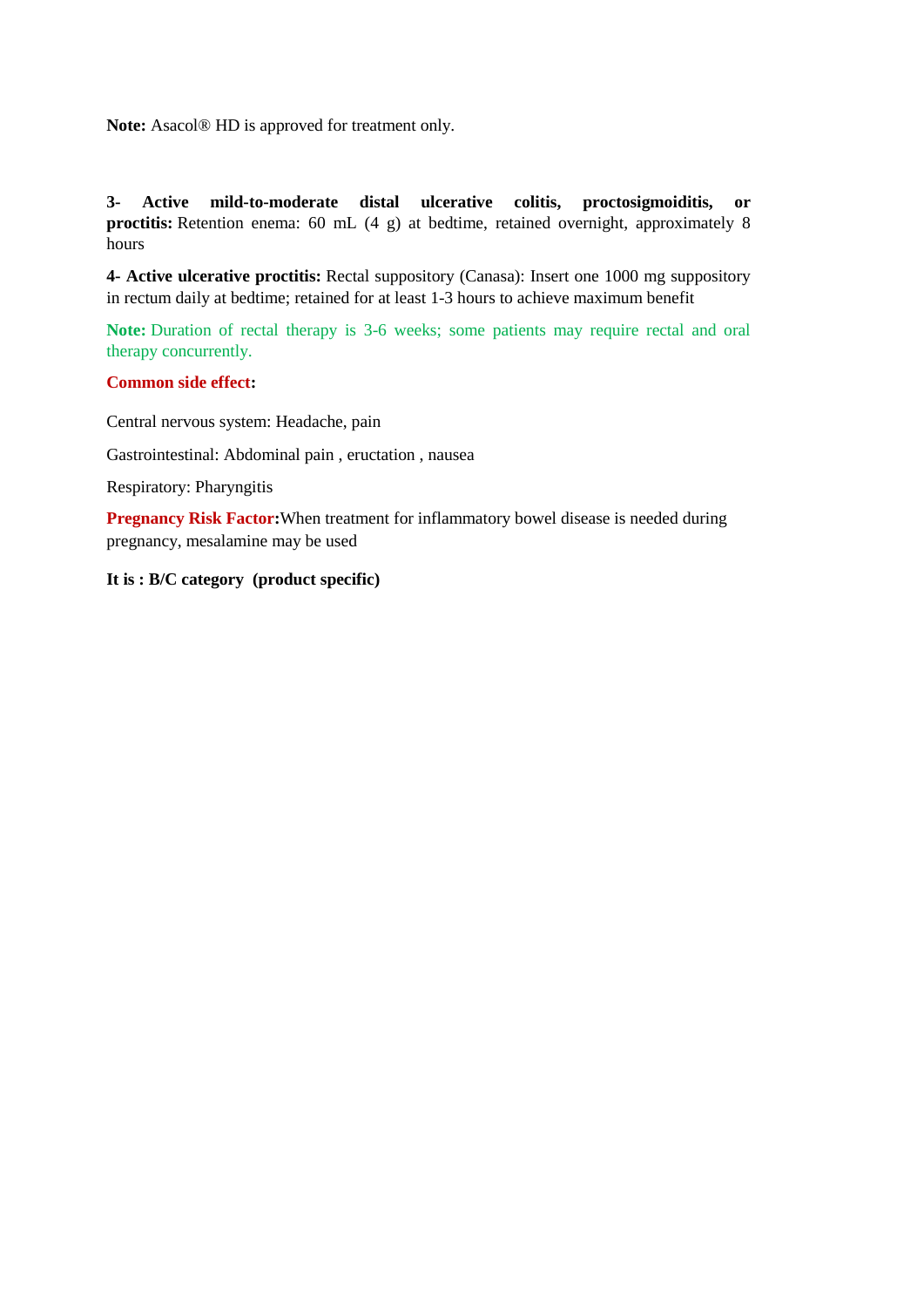**Note:** Asacol® HD is approved for treatment only.

**3- Active mild-to-moderate distal ulcerative colitis, proctosigmoiditis, or proctitis:** Retention enema: 60 mL (4 g) at bedtime, retained overnight, approximately 8 hours

**4- Active ulcerative proctitis:** Rectal suppository (Canasa): Insert one 1000 mg suppository in rectum daily at bedtime; retained for at least 1-3 hours to achieve maximum benefit

**Note:** Duration of rectal therapy is 3-6 weeks; some patients may require rectal and oral therapy concurrently.

**Common side effect:**

Central nervous system: Headache, pain

Gastrointestinal: Abdominal pain , eructation , nausea

Respiratory: Pharyngitis

**Pregnancy Risk Factor:** When treatment for inflammatory bowel disease is needed during pregnancy, mesalamine may be used

**It is : B/C category (product specific)**